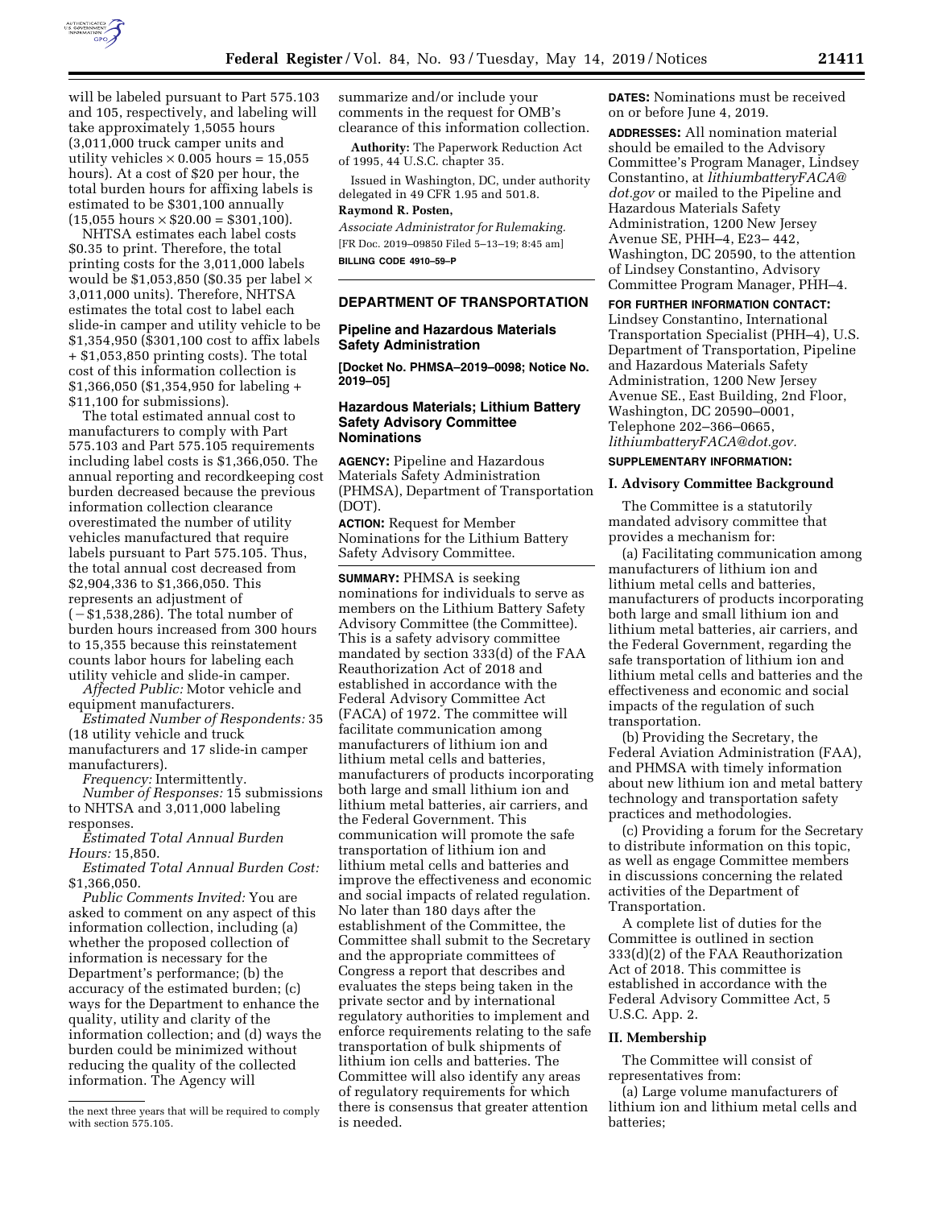will be labeled pursuant to Part 575.103 and 105, respectively, and labeling will take approximately 1,5055 hours (3,011,000 truck camper units and utility vehicles × 0.005 hours = 15,055 hours). At a cost of $20 per hour, the total burden hours for affixing labels is estimated to be $301,100 annually (15,055 hours × $20.00 = $301,100).

NHTSA estimates each label costs $0.35 to print. Therefore, the total printing costs for the 3,011,000 labels would be $1,053,850 ($0.35 per label × 3,011,000 units). Therefore, NHTSA estimates the total cost to label each slide-in camper and utility vehicle to be $1,354,950 ($301,100 cost to affix labels + $1,053,850 printing costs). The total cost of this information collection is $1,366,050 ($1,354,950 for labeling + $11,100 for submissions).

The total estimated annual cost to manufacturers to comply with Part 575.103 and Part 575.105 requirements including label costs is $1,366,050. The annual reporting and recordkeeping cost burden decreased because the previous information collection clearance overestimated the number of utility vehicles manufactured that require labels pursuant to Part 575.105. Thus, the total annual cost decreased from $2,904,336 to $1,366,050. This represents an adjustment of (−$1,538,286). The total number of burden hours increased from 300 hours to 15,355 because this reinstatement counts labor hours for labeling each utility vehicle and slide-in camper.

*Affected Public:* Motor vehicle and equipment manufacturers.

*Estimated Number of Respondents:* 35 (18 utility vehicle and truck manufacturers and 17 slide-in camper manufacturers).

*Frequency:* Intermittently.

*Number of Responses:* 15 submissions to NHTSA and 3,011,000 labeling responses.

*Estimated Total Annual Burden Hours:* 15,850.

*Estimated Total Annual Burden Cost:* $1,366,050.

*Public Comments Invited:* You are asked to comment on any aspect of this information collection, including (a) whether the proposed collection of information is necessary for the Department's performance; (b) the accuracy of the estimated burden; (c) ways for the Department to enhance the quality, utility and clarity of the information collection; and (d) ways the burden could be minimized without reducing the quality of the collected information. The Agency will summarize and/or include your comments in the request for OMB's clearance of this information collection.

**Authority:** The Paperwork Reduction Act of 1995, 44 U.S.C. chapter 35.

Issued in Washington, DC, under authority delegated in 49 CFR 1.95 and 501.8.

**Raymond R. Posten,**

*Associate Administrator for Rulemaking.*

[FR Doc. 2019–09850 Filed 5–13–19; 8:45 am]

**BILLING CODE 4910–59–P**

---

the next three years that will be required to comply with section 575.105.

---

## DEPARTMENT OF TRANSPORTATION

### Pipeline and Hazardous Materials Safety Administration

**[Docket No. PHMSA–2019–0098; Notice No. 2019–05]**

### Hazardous Materials; Lithium Battery Safety Advisory Committee Nominations

**AGENCY:** Pipeline and Hazardous Materials Safety Administration (PHMSA), Department of Transportation (DOT).

**ACTION:** Request for Member Nominations for the Lithium Battery Safety Advisory Committee.

**SUMMARY:** PHMSA is seeking nominations for individuals to serve as members on the Lithium Battery Safety Advisory Committee (the Committee). This is a safety advisory committee mandated by section 333(d) of the FAA Reauthorization Act of 2018 and established in accordance with the Federal Advisory Committee Act (FACA) of 1972. The committee will facilitate communication among manufacturers of lithium ion and lithium metal cells and batteries, manufacturers of products incorporating both large and small lithium ion and lithium metal batteries, air carriers, and the Federal Government. This communication will promote the safe transportation of lithium ion and lithium metal cells and batteries and improve the effectiveness and economic and social impacts of related regulation. No later than 180 days after the establishment of the Committee, the Committee shall submit to the Secretary and the appropriate committees of Congress a report that describes and evaluates the steps being taken in the private sector and by international regulatory authorities to implement and enforce requirements relating to the safe transportation of bulk shipments of lithium ion cells and batteries. The Committee will also identify any areas of regulatory requirements for which there is consensus that greater attention is needed.

**DATES:** Nominations must be received on or before June 4, 2019.

**ADDRESSES:** All nomination material should be emailed to the Advisory Committee's Program Manager, Lindsey Constantino, at *lithiumbatteryFACA@dot.gov* or mailed to the Pipeline and Hazardous Materials Safety Administration, 1200 New Jersey Avenue SE, PHH–4, E23– 442, Washington, DC 20590, to the attention of Lindsey Constantino, Advisory Committee Program Manager, PHH–4.

**FOR FURTHER INFORMATION CONTACT:** Lindsey Constantino, International Transportation Specialist (PHH–4), U.S. Department of Transportation, Pipeline and Hazardous Materials Safety Administration, 1200 New Jersey Avenue SE., East Building, 2nd Floor, Washington, DC 20590–0001, Telephone 202–366–0665, *lithiumbatteryFACA@dot.gov.*

**SUPPLEMENTARY INFORMATION:**

#### I. Advisory Committee Background

The Committee is a statutorily mandated advisory committee that provides a mechanism for:

(a) Facilitating communication among manufacturers of lithium ion and lithium metal cells and batteries, manufacturers of products incorporating both large and small lithium ion and lithium metal batteries, air carriers, and the Federal Government, regarding the safe transportation of lithium ion and lithium metal cells and batteries and the effectiveness and economic and social impacts of the regulation of such transportation.

(b) Providing the Secretary, the Federal Aviation Administration (FAA), and PHMSA with timely information about new lithium ion and metal battery technology and transportation safety practices and methodologies.

(c) Providing a forum for the Secretary to distribute information on this topic, as well as engage Committee members in discussions concerning the related activities of the Department of Transportation.

A complete list of duties for the Committee is outlined in section 333(d)(2) of the FAA Reauthorization Act of 2018. This committee is established in accordance with the Federal Advisory Committee Act, 5 U.S.C. App. 2.

#### II. Membership

The Committee will consist of representatives from:

(a) Large volume manufacturers of lithium ion and lithium metal cells and batteries;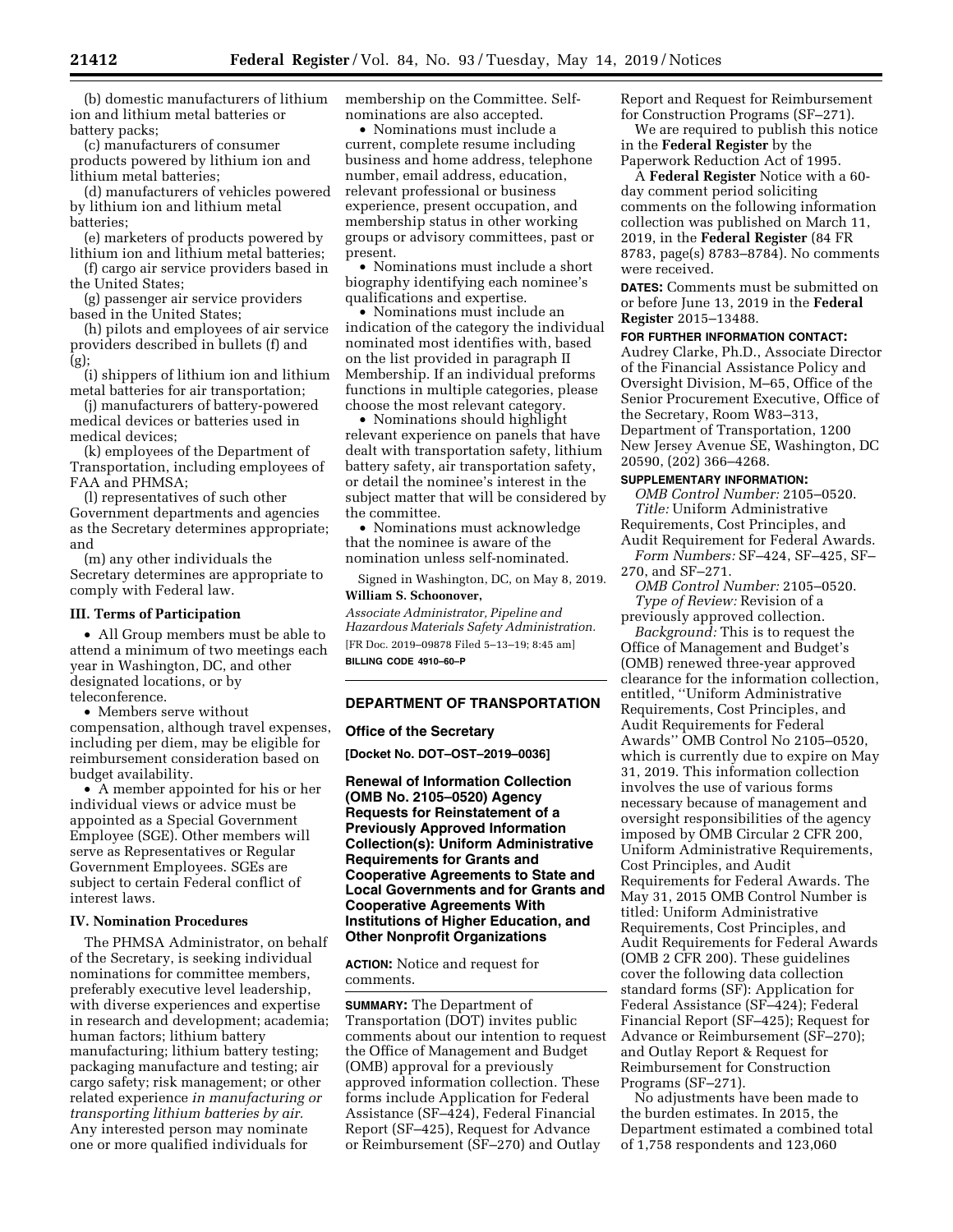(b) domestic manufacturers of lithium ion and lithium metal batteries or battery packs;

(c) manufacturers of consumer products powered by lithium ion and lithium metal batteries;

(d) manufacturers of vehicles powered by lithium ion and lithium metal batteries;

(e) marketers of products powered by lithium ion and lithium metal batteries;

(f) cargo air service providers based in the United States;

(g) passenger air service providers based in the United States;

(h) pilots and employees of air service providers described in bullets (f) and (g);

(i) shippers of lithium ion and lithium metal batteries for air transportation;

(j) manufacturers of battery-powered medical devices or batteries used in medical devices;

(k) employees of the Department of Transportation, including employees of FAA and PHMSA;

(l) representatives of such other Government departments and agencies as the Secretary determines appropriate; and

(m) any other individuals the Secretary determines are appropriate to comply with Federal law.

### III. Terms of Participation

- All Group members must be able to attend a minimum of two meetings each year in Washington, DC, and other designated locations, or by teleconference.
- Members serve without compensation, although travel expenses, including per diem, may be eligible for reimbursement consideration based on budget availability.
- A member appointed for his or her individual views or advice must be appointed as a Special Government Employee (SGE). Other members will serve as Representatives or Regular Government Employees. SGEs are subject to certain Federal conflict of interest laws.

### IV. Nomination Procedures

The PHMSA Administrator, on behalf of the Secretary, is seeking individual nominations for committee members, preferably executive level leadership, with diverse experiences and expertise in research and development; academia; human factors; lithium battery manufacturing; lithium battery testing; packaging manufacture and testing; air cargo safety; risk management; or other related experience *in manufacturing or transporting lithium batteries by air.* Any interested person may nominate one or more qualified individuals for membership on the Committee. Self-nominations are also accepted.

- Nominations must include a current, complete resume including business and home address, telephone number, email address, education, relevant professional or business experience, present occupation, and membership status in other working groups or advisory committees, past or present.
- Nominations must include a short biography identifying each nominee's qualifications and expertise.
- Nominations must include an indication of the category the individual nominated most identifies with, based on the list provided in paragraph II Membership. If an individual preforms functions in multiple categories, please choose the most relevant category.
- Nominations should highlight relevant experience on panels that have dealt with transportation safety, lithium battery safety, air transportation safety, or detail the nominee's interest in the subject matter that will be considered by the committee.
- Nominations must acknowledge that the nominee is aware of the nomination unless self-nominated.

Signed in Washington, DC, on May 8, 2019.

**William S. Schoonover,**

*Associate Administrator, Pipeline and Hazardous Materials Safety Administration.*

[FR Doc. 2019–09878 Filed 5–13–19; 8:45 am]

**BILLING CODE 4910–60–P**

---

## DEPARTMENT OF TRANSPORTATION

### Office of the Secretary

**[Docket No. DOT–OST–2019–0036]**

### Renewal of Information Collection (OMB No. 2105–0520) Agency Requests for Reinstatement of a Previously Approved Information Collection(s): Uniform Administrative Requirements for Grants and Cooperative Agreements to State and Local Governments and for Grants and Cooperative Agreements With Institutions of Higher Education, and Other Nonprofit Organizations

**ACTION:** Notice and request for comments.

**SUMMARY:** The Department of Transportation (DOT) invites public comments about our intention to request the Office of Management and Budget (OMB) approval for a previously approved information collection. These forms include Application for Federal Assistance (SF–424), Federal Financial Report (SF–425), Request for Advance or Reimbursement (SF–270) and Outlay Report and Request for Reimbursement for Construction Programs (SF–271).

We are required to publish this notice in the **Federal Register** by the Paperwork Reduction Act of 1995.

A **Federal Register** Notice with a 60-day comment period soliciting comments on the following information collection was published on March 11, 2019, in the **Federal Register** (84 FR 8783, page(s) 8783–8784). No comments were received.

**DATES:** Comments must be submitted on or before June 13, 2019 in the **Federal Register** 2015–13488.

**FOR FURTHER INFORMATION CONTACT:** Audrey Clarke, Ph.D., Associate Director of the Financial Assistance Policy and Oversight Division, M–65, Office of the Senior Procurement Executive, Office of the Secretary, Room W83–313, Department of Transportation, 1200 New Jersey Avenue SE, Washington, DC 20590, (202) 366–4268.

**SUPPLEMENTARY INFORMATION:**

*OMB Control Number:* 2105–0520.

*Title:* Uniform Administrative Requirements, Cost Principles, and Audit Requirement for Federal Awards.

*Form Numbers:* SF–424, SF–425, SF–270, and SF–271.

*OMB Control Number:* 2105–0520.

*Type of Review:* Revision of a previously approved collection.

*Background:* This is to request the Office of Management and Budget's (OMB) renewed three-year approved clearance for the information collection, entitled, ''Uniform Administrative Requirements, Cost Principles, and Audit Requirements for Federal Awards'' OMB Control No 2105–0520, which is currently due to expire on May 31, 2019. This information collection involves the use of various forms necessary because of management and oversight responsibilities of the agency imposed by OMB Circular 2 CFR 200, Uniform Administrative Requirements, Cost Principles, and Audit Requirements for Federal Awards. The May 31, 2015 OMB Control Number is titled: Uniform Administrative Requirements, Cost Principles, and Audit Requirements for Federal Awards (OMB 2 CFR 200). These guidelines cover the following data collection standard forms (SF): Application for Federal Assistance (SF–424); Federal Financial Report (SF–425); Request for Advance or Reimbursement (SF–270); and Outlay Report & Request for Reimbursement for Construction Programs (SF–271).

No adjustments have been made to the burden estimates. In 2015, the Department estimated a combined total of 1,758 respondents and 123,060